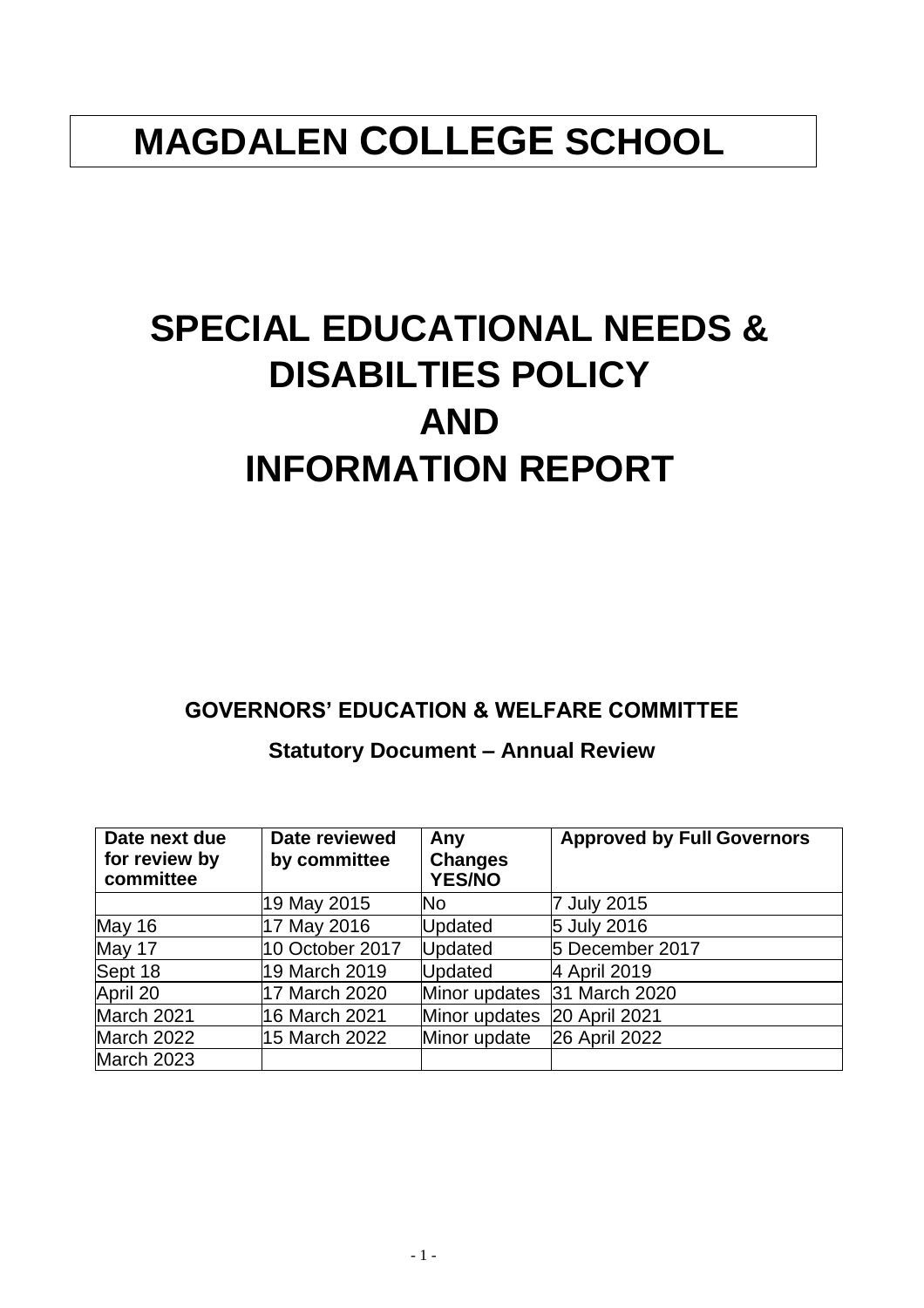# MAGDALEN COLLEGE SCHOOL

# SPECIAL EDUCATIONAL NEEDS & DISABILTIES POLICY
# AND
# INFORMATION REPORT

**GOVERNORS' EDUCATION & WELFARE COMMITTEE**

**Statutory Document – Annual Review**

| Date next due for review by committee | Date reviewed by committee | Any Changes YES/NO | Approved by Full Governors |
|---|---|---|---|
| | 19 May 2015 | No | 7 July 2015 |
| May 16 | 17 May 2016 | Updated | 5 July 2016 |
| May 17 | 10 October 2017 | Updated | 5 December 2017 |
| Sept 18 | 19 March 2019 | Updated | 4 April 2019 |
| April 20 | 17 March 2020 | Minor updates | 31 March 2020 |
| March 2021 | 16 March 2021 | Minor updates | 20 April 2021 |
| March 2022 | 15 March 2022 | Minor update | 26 April 2022 |
| March 2023 | | | |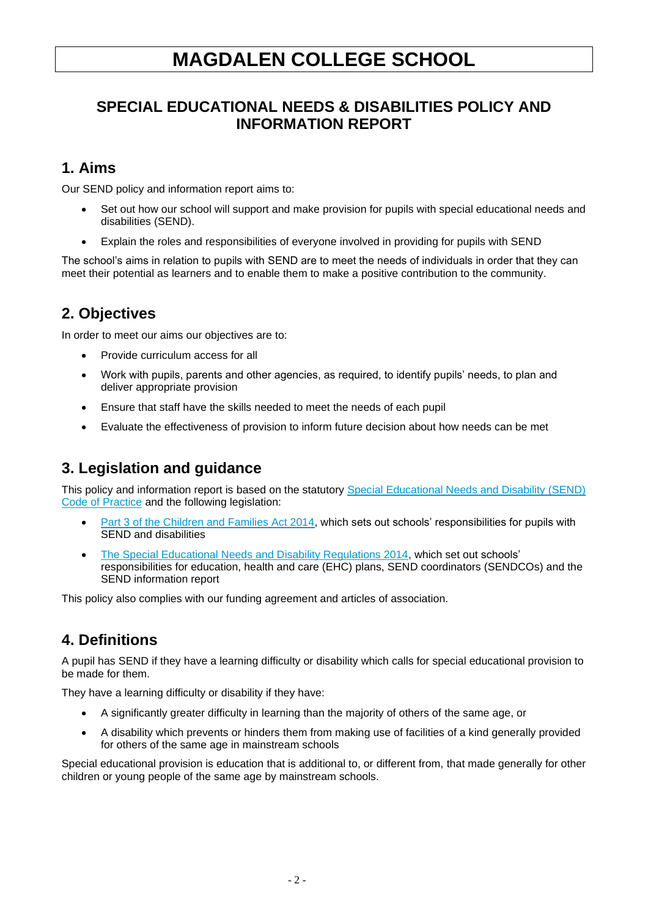# MAGDALEN COLLEGE SCHOOL

## SPECIAL EDUCATIONAL NEEDS & DISABILITIES POLICY AND INFORMATION REPORT

## 1. Aims

Our SEND policy and information report aims to:

- Set out how our school will support and make provision for pupils with special educational needs and disabilities (SEND).
- Explain the roles and responsibilities of everyone involved in providing for pupils with SEND

The school's aims in relation to pupils with SEND are to meet the needs of individuals in order that they can meet their potential as learners and to enable them to make a positive contribution to the community.

## 2. Objectives

In order to meet our aims our objectives are to:

- Provide curriculum access for all
- Work with pupils, parents and other agencies, as required, to identify pupils' needs, to plan and deliver appropriate provision
- Ensure that staff have the skills needed to meet the needs of each pupil
- Evaluate the effectiveness of provision to inform future decision about how needs can be met

## 3. Legislation and guidance

This policy and information report is based on the statutory Special Educational Needs and Disability (SEND) Code of Practice and the following legislation:

- Part 3 of the Children and Families Act 2014, which sets out schools' responsibilities for pupils with SEND and disabilities
- The Special Educational Needs and Disability Regulations 2014, which set out schools' responsibilities for education, health and care (EHC) plans, SEND coordinators (SENDCOs) and the SEND information report

This policy also complies with our funding agreement and articles of association.

## 4. Definitions

A pupil has SEND if they have a learning difficulty or disability which calls for special educational provision to be made for them.

They have a learning difficulty or disability if they have:

- A significantly greater difficulty in learning than the majority of others of the same age, or
- A disability which prevents or hinders them from making use of facilities of a kind generally provided for others of the same age in mainstream schools

Special educational provision is education that is additional to, or different from, that made generally for other children or young people of the same age by mainstream schools.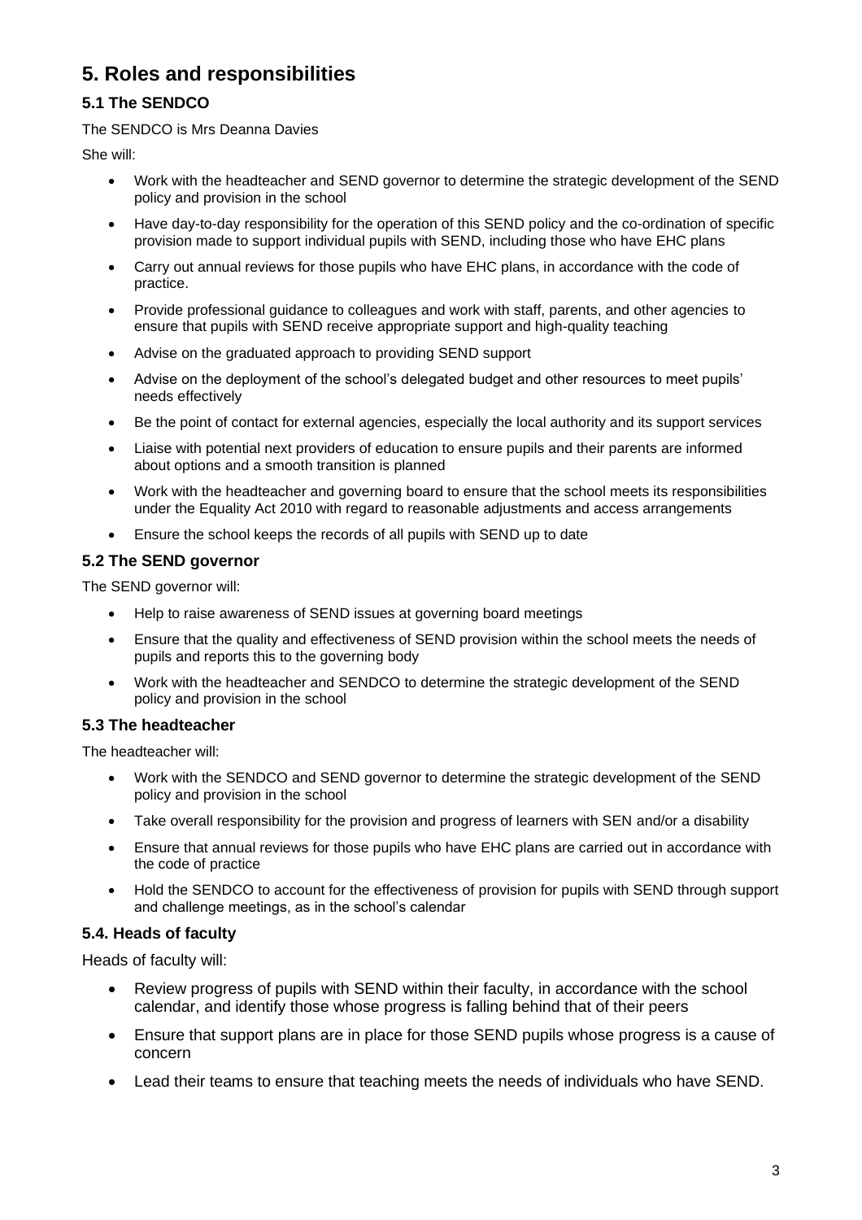## 5. Roles and responsibilities

### 5.1 The SENDCO

The SENDCO is Mrs Deanna Davies

She will:

- Work with the headteacher and SEND governor to determine the strategic development of the SEND policy and provision in the school
- Have day-to-day responsibility for the operation of this SEND policy and the co-ordination of specific provision made to support individual pupils with SEND, including those who have EHC plans
- Carry out annual reviews for those pupils who have EHC plans, in accordance with the code of practice.
- Provide professional guidance to colleagues and work with staff, parents, and other agencies to ensure that pupils with SEND receive appropriate support and high-quality teaching
- Advise on the graduated approach to providing SEND support
- Advise on the deployment of the school's delegated budget and other resources to meet pupils' needs effectively
- Be the point of contact for external agencies, especially the local authority and its support services
- Liaise with potential next providers of education to ensure pupils and their parents are informed about options and a smooth transition is planned
- Work with the headteacher and governing board to ensure that the school meets its responsibilities under the Equality Act 2010 with regard to reasonable adjustments and access arrangements
- Ensure the school keeps the records of all pupils with SEND up to date

### 5.2 The SEND governor

The SEND governor will:

- Help to raise awareness of SEND issues at governing board meetings
- Ensure that the quality and effectiveness of SEND provision within the school meets the needs of pupils and reports this to the governing body
- Work with the headteacher and SENDCO to determine the strategic development of the SEND policy and provision in the school

### 5.3 The headteacher

The headteacher will:

- Work with the SENDCO and SEND governor to determine the strategic development of the SEND policy and provision in the school
- Take overall responsibility for the provision and progress of learners with SEN and/or a disability
- Ensure that annual reviews for those pupils who have EHC plans are carried out in accordance with the code of practice
- Hold the SENDCO to account for the effectiveness of provision for pupils with SEND through support and challenge meetings, as in the school's calendar

### 5.4. Heads of faculty

Heads of faculty will:

- Review progress of pupils with SEND within their faculty, in accordance with the school calendar, and identify those whose progress is falling behind that of their peers
- Ensure that support plans are in place for those SEND pupils whose progress is a cause of concern
- Lead their teams to ensure that teaching meets the needs of individuals who have SEND.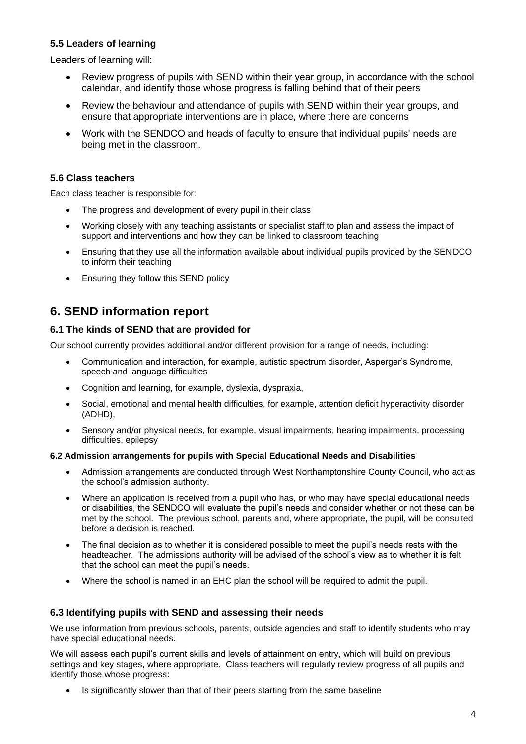### 5.5 Leaders of learning

Leaders of learning will:

- Review progress of pupils with SEND within their year group, in accordance with the school calendar, and identify those whose progress is falling behind that of their peers
- Review the behaviour and attendance of pupils with SEND within their year groups, and ensure that appropriate interventions are in place, where there are concerns
- Work with the SENDCO and heads of faculty to ensure that individual pupils' needs are being met in the classroom.

### 5.6 Class teachers

Each class teacher is responsible for:

- The progress and development of every pupil in their class
- Working closely with any teaching assistants or specialist staff to plan and assess the impact of support and interventions and how they can be linked to classroom teaching
- Ensuring that they use all the information available about individual pupils provided by the SENDCO to inform their teaching
- Ensuring they follow this SEND policy

## 6. SEND information report

### 6.1 The kinds of SEND that are provided for

Our school currently provides additional and/or different provision for a range of needs, including:

- Communication and interaction, for example, autistic spectrum disorder, Asperger's Syndrome, speech and language difficulties
- Cognition and learning, for example, dyslexia, dyspraxia,
- Social, emotional and mental health difficulties, for example, attention deficit hyperactivity disorder (ADHD),
- Sensory and/or physical needs, for example, visual impairments, hearing impairments, processing difficulties, epilepsy

#### 6.2 Admission arrangements for pupils with Special Educational Needs and Disabilities

- Admission arrangements are conducted through West Northamptonshire County Council, who act as the school's admission authority.
- Where an application is received from a pupil who has, or who may have special educational needs or disabilities, the SENDCO will evaluate the pupil's needs and consider whether or not these can be met by the school. The previous school, parents and, where appropriate, the pupil, will be consulted before a decision is reached.
- The final decision as to whether it is considered possible to meet the pupil's needs rests with the headteacher. The admissions authority will be advised of the school's view as to whether it is felt that the school can meet the pupil's needs.
- Where the school is named in an EHC plan the school will be required to admit the pupil.

### 6.3 Identifying pupils with SEND and assessing their needs

We use information from previous schools, parents, outside agencies and staff to identify students who may have special educational needs.

We will assess each pupil's current skills and levels of attainment on entry, which will build on previous settings and key stages, where appropriate. Class teachers will regularly review progress of all pupils and identify those whose progress:

- Is significantly slower than that of their peers starting from the same baseline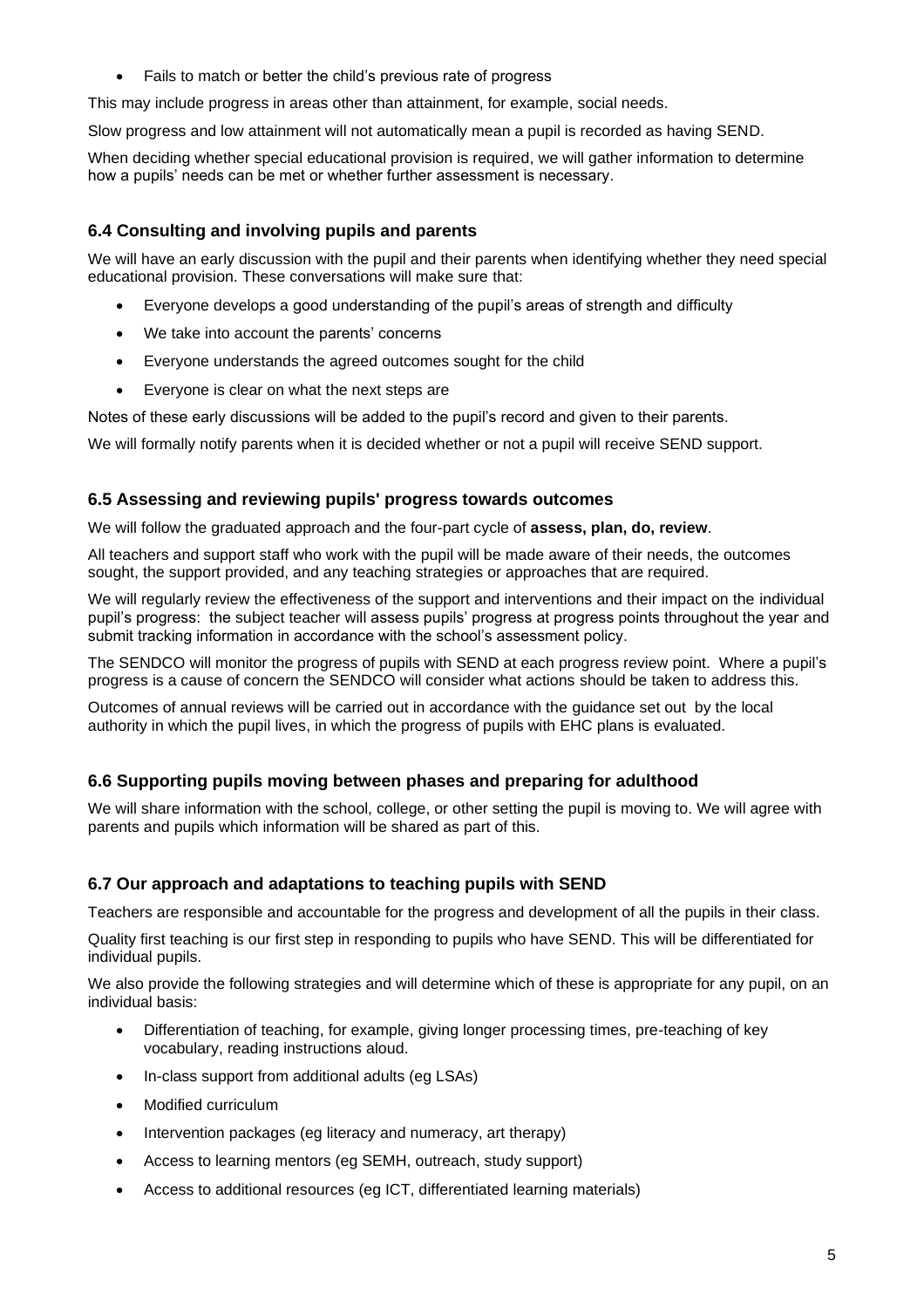- Fails to match or better the child's previous rate of progress

This may include progress in areas other than attainment, for example, social needs.

Slow progress and low attainment will not automatically mean a pupil is recorded as having SEND.

When deciding whether special educational provision is required, we will gather information to determine how a pupils' needs can be met or whether further assessment is necessary.

### 6.4 Consulting and involving pupils and parents

We will have an early discussion with the pupil and their parents when identifying whether they need special educational provision. These conversations will make sure that:

- Everyone develops a good understanding of the pupil's areas of strength and difficulty
- We take into account the parents' concerns
- Everyone understands the agreed outcomes sought for the child
- Everyone is clear on what the next steps are

Notes of these early discussions will be added to the pupil's record and given to their parents.

We will formally notify parents when it is decided whether or not a pupil will receive SEND support.

### 6.5 Assessing and reviewing pupils' progress towards outcomes

We will follow the graduated approach and the four-part cycle of **assess, plan, do, review**.

All teachers and support staff who work with the pupil will be made aware of their needs, the outcomes sought, the support provided, and any teaching strategies or approaches that are required.

We will regularly review the effectiveness of the support and interventions and their impact on the individual pupil's progress: the subject teacher will assess pupils' progress at progress points throughout the year and submit tracking information in accordance with the school's assessment policy.

The SENDCO will monitor the progress of pupils with SEND at each progress review point. Where a pupil's progress is a cause of concern the SENDCO will consider what actions should be taken to address this.

Outcomes of annual reviews will be carried out in accordance with the guidance set out by the local authority in which the pupil lives, in which the progress of pupils with EHC plans is evaluated.

### 6.6 Supporting pupils moving between phases and preparing for adulthood

We will share information with the school, college, or other setting the pupil is moving to. We will agree with parents and pupils which information will be shared as part of this.

### 6.7 Our approach and adaptations to teaching pupils with SEND

Teachers are responsible and accountable for the progress and development of all the pupils in their class.

Quality first teaching is our first step in responding to pupils who have SEND. This will be differentiated for individual pupils.

We also provide the following strategies and will determine which of these is appropriate for any pupil, on an individual basis:

- Differentiation of teaching, for example, giving longer processing times, pre-teaching of key vocabulary, reading instructions aloud.
- In-class support from additional adults (eg LSAs)
- Modified curriculum
- Intervention packages (eg literacy and numeracy, art therapy)
- Access to learning mentors (eg SEMH, outreach, study support)
- Access to additional resources (eg ICT, differentiated learning materials)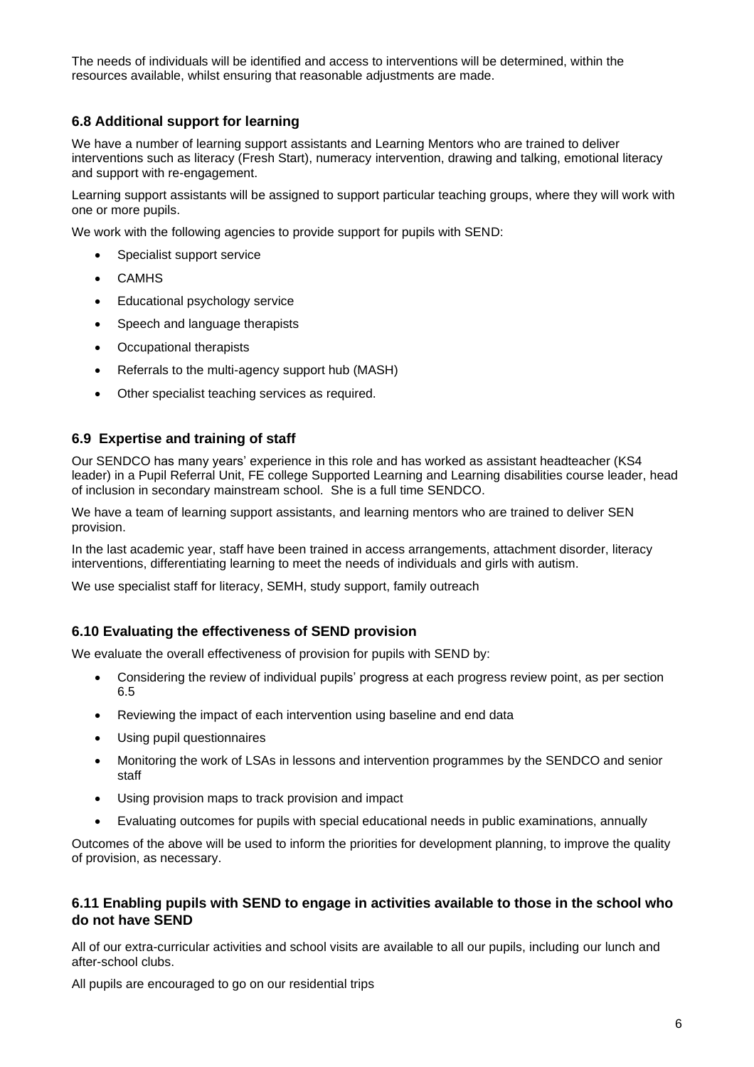The needs of individuals will be identified and access to interventions will be determined, within the resources available, whilst ensuring that reasonable adjustments are made.

### 6.8 Additional support for learning

We have a number of learning support assistants and Learning Mentors who are trained to deliver interventions such as literacy (Fresh Start), numeracy intervention, drawing and talking, emotional literacy and support with re-engagement.

Learning support assistants will be assigned to support particular teaching groups, where they will work with one or more pupils.

We work with the following agencies to provide support for pupils with SEND:

- Specialist support service
- CAMHS
- Educational psychology service
- Speech and language therapists
- Occupational therapists
- Referrals to the multi-agency support hub (MASH)
- Other specialist teaching services as required.

### 6.9 Expertise and training of staff

Our SENDCO has many years' experience in this role and has worked as assistant headteacher (KS4 leader) in a Pupil Referral Unit, FE college Supported Learning and Learning disabilities course leader, head of inclusion in secondary mainstream school. She is a full time SENDCO.

We have a team of learning support assistants, and learning mentors who are trained to deliver SEN provision.

In the last academic year, staff have been trained in access arrangements, attachment disorder, literacy interventions, differentiating learning to meet the needs of individuals and girls with autism.

We use specialist staff for literacy, SEMH, study support, family outreach

### 6.10 Evaluating the effectiveness of SEND provision

We evaluate the overall effectiveness of provision for pupils with SEND by:

- Considering the review of individual pupils' progress at each progress review point, as per section 6.5
- Reviewing the impact of each intervention using baseline and end data
- Using pupil questionnaires
- Monitoring the work of LSAs in lessons and intervention programmes by the SENDCO and senior staff
- Using provision maps to track provision and impact
- Evaluating outcomes for pupils with special educational needs in public examinations, annually

Outcomes of the above will be used to inform the priorities for development planning, to improve the quality of provision, as necessary.

### 6.11 Enabling pupils with SEND to engage in activities available to those in the school who do not have SEND

All of our extra-curricular activities and school visits are available to all our pupils, including our lunch and after-school clubs.

All pupils are encouraged to go on our residential trips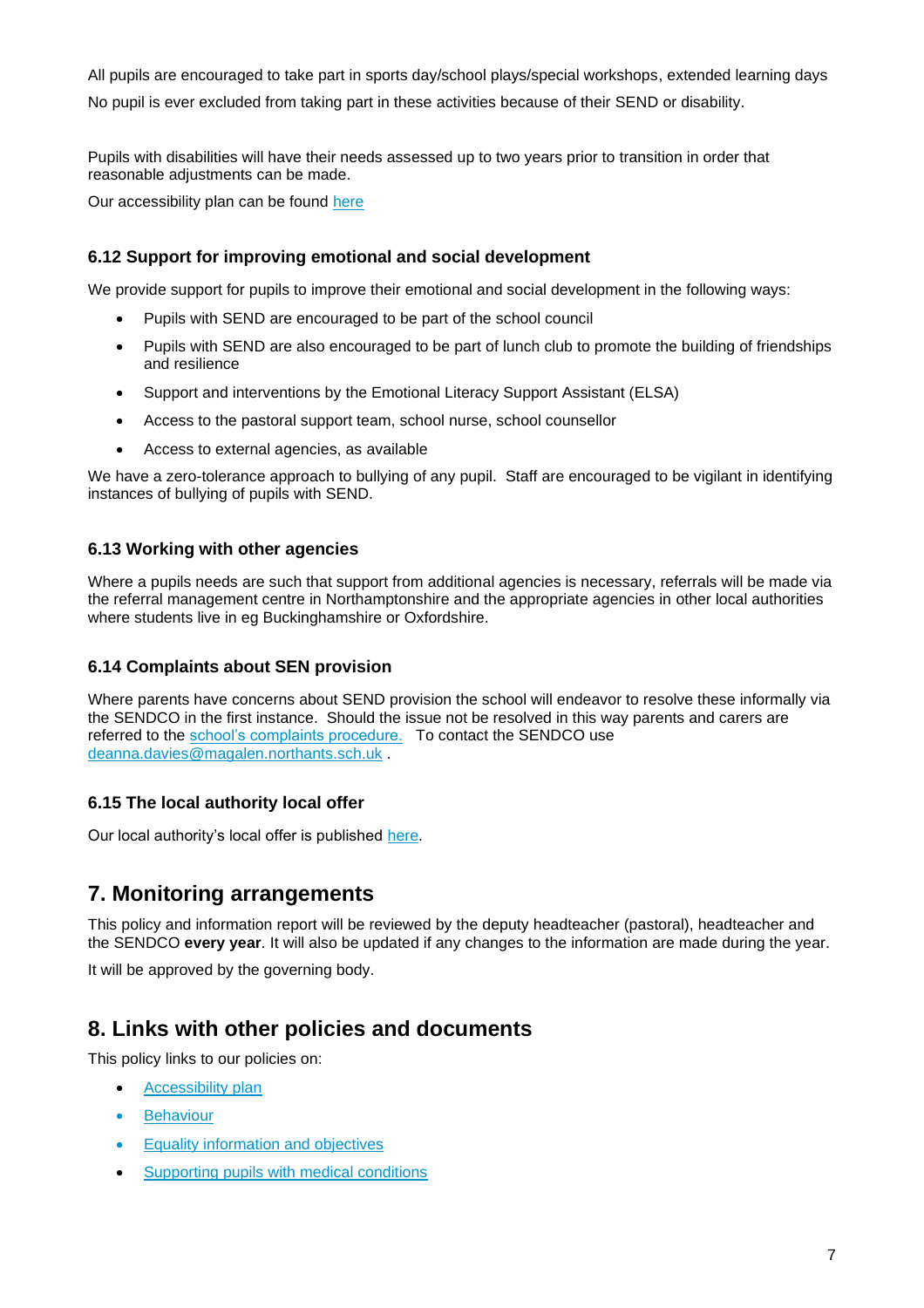All pupils are encouraged to take part in sports day/school plays/special workshops, extended learning days

No pupil is ever excluded from taking part in these activities because of their SEND or disability.

Pupils with disabilities will have their needs assessed up to two years prior to transition in order that reasonable adjustments can be made.

Our accessibility plan can be found here

### 6.12 Support for improving emotional and social development

We provide support for pupils to improve their emotional and social development in the following ways:

- Pupils with SEND are encouraged to be part of the school council
- Pupils with SEND are also encouraged to be part of lunch club to promote the building of friendships and resilience
- Support and interventions by the Emotional Literacy Support Assistant (ELSA)
- Access to the pastoral support team, school nurse, school counsellor
- Access to external agencies, as available

We have a zero-tolerance approach to bullying of any pupil. Staff are encouraged to be vigilant in identifying instances of bullying of pupils with SEND.

### 6.13 Working with other agencies

Where a pupils needs are such that support from additional agencies is necessary, referrals will be made via the referral management centre in Northamptonshire and the appropriate agencies in other local authorities where students live in eg Buckinghamshire or Oxfordshire.

### 6.14 Complaints about SEN provision

Where parents have concerns about SEND provision the school will endeavor to resolve these informally via the SENDCO in the first instance. Should the issue not be resolved in this way parents and carers are referred to the school's complaints procedure. To contact the SENDCO use deanna.davies@magalen.northants.sch.uk .

### 6.15 The local authority local offer

Our local authority's local offer is published here.

## 7. Monitoring arrangements

This policy and information report will be reviewed by the deputy headteacher (pastoral), headteacher and the SENDCO **every year**. It will also be updated if any changes to the information are made during the year.

It will be approved by the governing body.

## 8. Links with other policies and documents

This policy links to our policies on:

- Accessibility plan
- Behaviour
- Equality information and objectives
- Supporting pupils with medical conditions